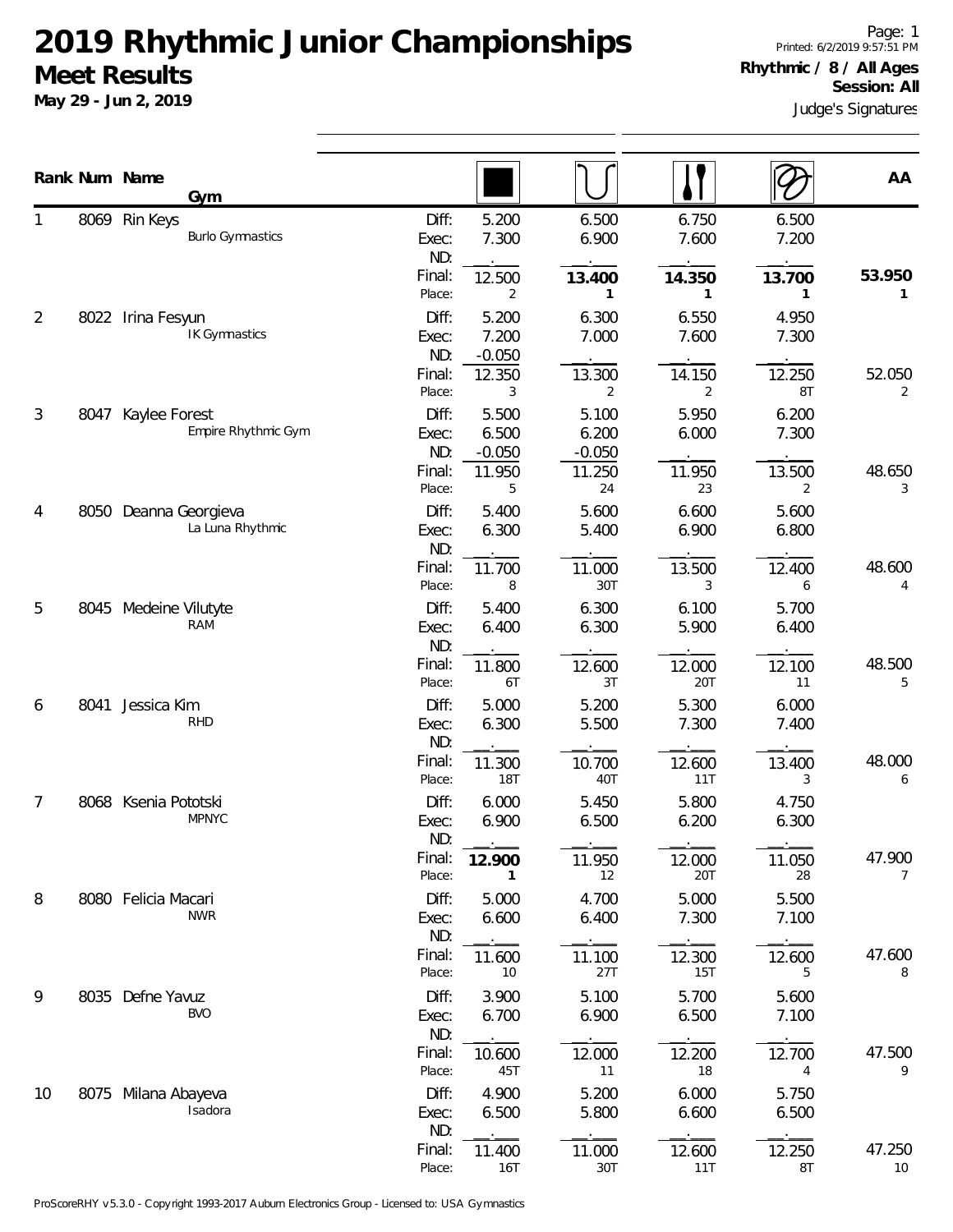# 2019 Rhythmic Junior Championships

## Meet Results

**May 29 - Jun 2, 2019**

Printed: 6/2/2019 9:57:51 PM

**Rhythmic / 8 / All Ages**

**Session: All**

Judge's Signatures

| Rank | Num | Name / Gym | | Apparatus 1 | Apparatus 2 | Apparatus 3 | Apparatus 4 | AA |
|---|---|---|---|---|---|---|---|---|
| 1 | 8069 | Rin Keys<br>Burlo Gymnastics | Diff: | 5.200 | 6.500 | 6.750 | 6.500 | |
| | | | Exec: | 7.300 | 6.900 | 7.600 | 7.200 | |
| | | | ND: | | | | | |
| | | | Final: | 12.500 | **13.400** | **14.350** | **13.700** | **53.950** |
| | | | Place: | 2 | **1** | **1** | **1** | **1** |
| 2 | 8022 | Irina Fesyun<br>IK Gymnastics | Diff: | 5.200 | 6.300 | 6.550 | 4.950 | |
| | | | Exec: | 7.200 | 7.000 | 7.600 | 7.300 | |
| | | | ND: | -0.050 | | | | |
| | | | Final: | 12.350 | 13.300 | 14.150 | 12.250 | 52.050 |
| | | | Place: | 3 | 2 | 2 | 8T | 2 |
| 3 | 8047 | Kaylee Forest<br>Empire Rhythmic Gym | Diff: | 5.500 | 5.100 | 5.950 | 6.200 | |
| | | | Exec: | 6.500 | 6.200 | 6.000 | 7.300 | |
| | | | ND: | -0.050 | -0.050 | | | |
| | | | Final: | 11.950 | 11.250 | 11.950 | 13.500 | 48.650 |
| | | | Place: | 5 | 24 | 23 | 2 | 3 |
| 4 | 8050 | Deanna Georgieva<br>La Luna Rhythmic | Diff: | 5.400 | 5.600 | 6.600 | 5.600 | |
| | | | Exec: | 6.300 | 5.400 | 6.900 | 6.800 | |
| | | | ND: | | | | | |
| | | | Final: | 11.700 | 11.000 | 13.500 | 12.400 | 48.600 |
| | | | Place: | 8 | 30T | 3 | 6 | 4 |
| 5 | 8045 | Medeine Vilutyte<br>RAM | Diff: | 5.400 | 6.300 | 6.100 | 5.700 | |
| | | | Exec: | 6.400 | 6.300 | 5.900 | 6.400 | |
| | | | ND: | | | | | |
| | | | Final: | 11.800 | 12.600 | 12.000 | 12.100 | 48.500 |
| | | | Place: | 6T | 3T | 20T | 11 | 5 |
| 6 | 8041 | Jessica Kim<br>RHD | Diff: | 5.000 | 5.200 | 5.300 | 6.000 | |
| | | | Exec: | 6.300 | 5.500 | 7.300 | 7.400 | |
| | | | ND: | | | | | |
| | | | Final: | 11.300 | 10.700 | 12.600 | 13.400 | 48.000 |
| | | | Place: | 18T | 40T | 11T | 3 | 6 |
| 7 | 8068 | Ksenia Pototski<br>MPNYC | Diff: | 6.000 | 5.450 | 5.800 | 4.750 | |
| | | | Exec: | 6.900 | 6.500 | 6.200 | 6.300 | |
| | | | ND: | | | | | |
| | | | Final: | **12.900** | 11.950 | 12.000 | 11.050 | 47.900 |
| | | | Place: | **1** | 12 | 20T | 28 | 7 |
| 8 | 8080 | Felicia Macari<br>NWR | Diff: | 5.000 | 4.700 | 5.000 | 5.500 | |
| | | | Exec: | 6.600 | 6.400 | 7.300 | 7.100 | |
| | | | ND: | | | | | |
| | | | Final: | 11.600 | 11.100 | 12.300 | 12.600 | 47.600 |
| | | | Place: | 10 | 27T | 15T | 5 | 8 |
| 9 | 8035 | Defne Yavuz<br>BVO | Diff: | 3.900 | 5.100 | 5.700 | 5.600 | |
| | | | Exec: | 6.700 | 6.900 | 6.500 | 7.100 | |
| | | | ND: | | | | | |
| | | | Final: | 10.600 | 12.000 | 12.200 | 12.700 | 47.500 |
| | | | Place: | 45T | 11 | 18 | 4 | 9 |
| 10 | 8075 | Milana Abayeva<br>Isadora | Diff: | 4.900 | 5.200 | 6.000 | 5.750 | |
| | | | Exec: | 6.500 | 5.800 | 6.600 | 6.500 | |
| | | | ND: | | | | | |
| | | | Final: | 11.400 | 11.000 | 12.600 | 12.250 | 47.250 |
| | | | Place: | 16T | 30T | 11T | 8T | 10 |

ProScoreRHY v5.3.0 - Copyright 1993-2017 Auburn Electronics Group - Licensed to: USA Gymnastics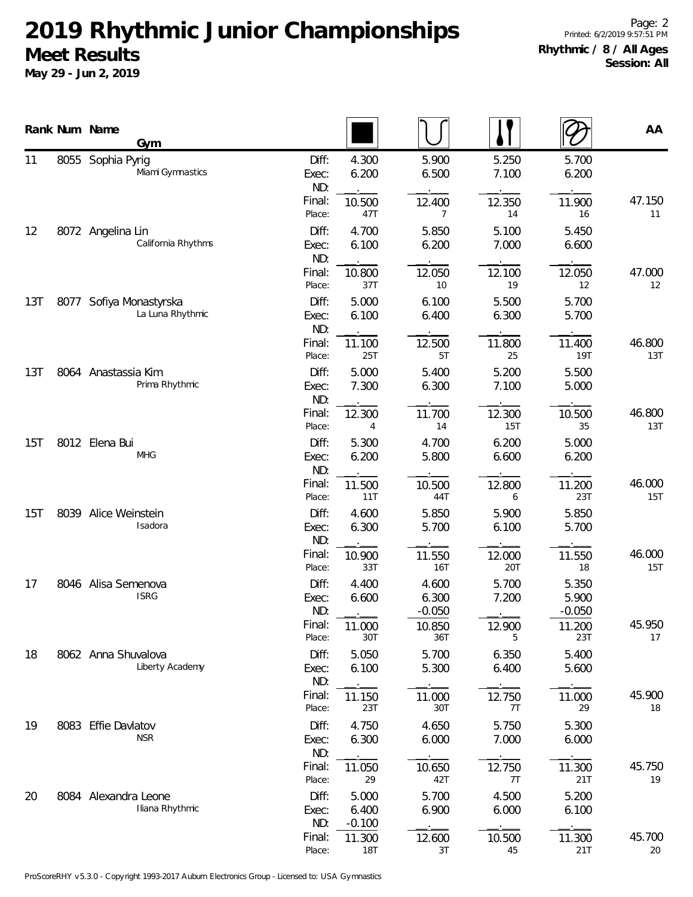# 2019 Rhythmic Junior Championships

## Meet Results

**May 29 - Jun 2, 2019**

**Rhythmic / 8 / All Ages**
**Session: All**

| Rank | Num | Name / Gym | | Rope | Hoop | Clubs | Ribbon | AA |
|---|---|---|---|---|---|---|---|---|
| 11 | 8055 | Sophia Pyrig<br>Miami Gymnastics | Diff: | 4.300 | 5.900 | 5.250 | 5.700 | |
| | | | Exec: | 6.200 | 6.500 | 7.100 | 6.200 | |
| | | | ND: | | | | | |
| | | | Final: | 10.500 | 12.400 | 12.350 | 11.900 | 47.150 |
| | | | Place: | 47T | 7 | 14 | 16 | 11 |
| 12 | 8072 | Angelina Lin<br>California Rhythms | Diff: | 4.700 | 5.850 | 5.100 | 5.450 | |
| | | | Exec: | 6.100 | 6.200 | 7.000 | 6.600 | |
| | | | ND: | | | | | |
| | | | Final: | 10.800 | 12.050 | 12.100 | 12.050 | 47.000 |
| | | | Place: | 37T | 10 | 19 | 12 | 12 |
| 13T | 8077 | Sofiya Monastyrska<br>La Luna Rhythmic | Diff: | 5.000 | 6.100 | 5.500 | 5.700 | |
| | | | Exec: | 6.100 | 6.400 | 6.300 | 5.700 | |
| | | | ND: | | | | | |
| | | | Final: | 11.100 | 12.500 | 11.800 | 11.400 | 46.800 |
| | | | Place: | 25T | 5T | 25 | 19T | 13T |
| 13T | 8064 | Anastassia Kim<br>Prima Rhythmic | Diff: | 5.000 | 5.400 | 5.200 | 5.500 | |
| | | | Exec: | 7.300 | 6.300 | 7.100 | 5.000 | |
| | | | ND: | | | | | |
| | | | Final: | 12.300 | 11.700 | 12.300 | 10.500 | 46.800 |
| | | | Place: | 4 | 14 | 15T | 35 | 13T |
| 15T | 8012 | Elena Bui<br>MHG | Diff: | 5.300 | 4.700 | 6.200 | 5.000 | |
| | | | Exec: | 6.200 | 5.800 | 6.600 | 6.200 | |
| | | | ND: | | | | | |
| | | | Final: | 11.500 | 10.500 | 12.800 | 11.200 | 46.000 |
| | | | Place: | 11T | 44T | 6 | 23T | 15T |
| 15T | 8039 | Alice Weinstein<br>Isadora | Diff: | 4.600 | 5.850 | 5.900 | 5.850 | |
| | | | Exec: | 6.300 | 5.700 | 6.100 | 5.700 | |
| | | | ND: | | | | | |
| | | | Final: | 10.900 | 11.550 | 12.000 | 11.550 | 46.000 |
| | | | Place: | 33T | 16T | 20T | 18 | 15T |
| 17 | 8046 | Alisa Semenova<br>ISRG | Diff: | 4.400 | 4.600 | 5.700 | 5.350 | |
| | | | Exec: | 6.600 | 6.300 | 7.200 | 5.900 | |
| | | | ND: | | -0.050 | | -0.050 | |
| | | | Final: | 11.000 | 10.850 | 12.900 | 11.200 | 45.950 |
| | | | Place: | 30T | 36T | 5 | 23T | 17 |
| 18 | 8062 | Anna Shuvalova<br>Liberty Academy | Diff: | 5.050 | 5.700 | 6.350 | 5.400 | |
| | | | Exec: | 6.100 | 5.300 | 6.400 | 5.600 | |
| | | | ND: | | | | | |
| | | | Final: | 11.150 | 11.000 | 12.750 | 11.000 | 45.900 |
| | | | Place: | 23T | 30T | 7T | 29 | 18 |
| 19 | 8083 | Effie Davlatov<br>NSR | Diff: | 4.750 | 4.650 | 5.750 | 5.300 | |
| | | | Exec: | 6.300 | 6.000 | 7.000 | 6.000 | |
| | | | ND: | | | | | |
| | | | Final: | 11.050 | 10.650 | 12.750 | 11.300 | 45.750 |
| | | | Place: | 29 | 42T | 7T | 21T | 19 |
| 20 | 8084 | Alexandra Leone<br>Iliana Rhythmic | Diff: | 5.000 | 5.700 | 4.500 | 5.200 | |
| | | | Exec: | 6.400 | 6.900 | 6.000 | 6.100 | |
| | | | ND: | -0.100 | | | | |
| | | | Final: | 11.300 | 12.600 | 10.500 | 11.300 | 45.700 |
| | | | Place: | 18T | 3T | 45 | 21T | 20 |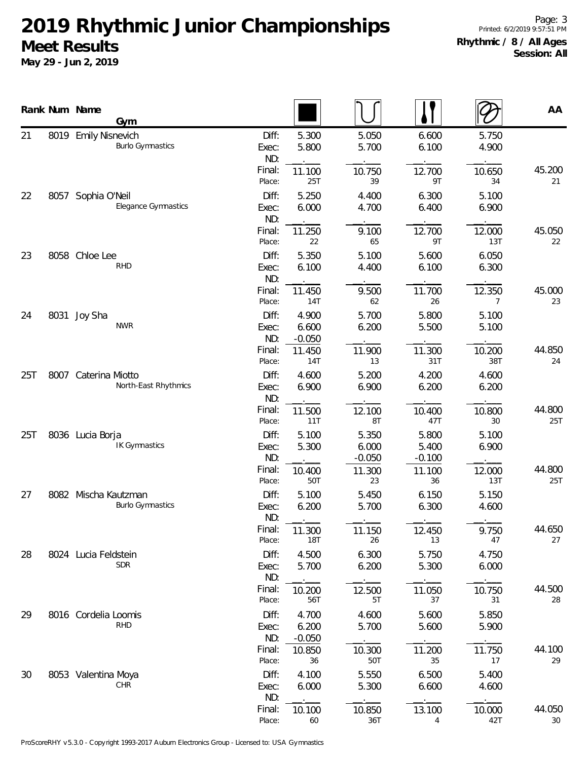# 2019 Rhythmic Junior Championships

## Meet Results

**May 29 - Jun 2, 2019**

Printed: 6/2/2019 9:57:51 PM

**Rhythmic / 8 / All Ages**
**Session: All**

| Rank | Num | Name / Gym | | Rope | Hoop | Clubs | Ribbon | AA |
|---|---|---|---|---|---|---|---|---|
| 21 | 8019 | Emily Nisnevich | Diff: | 5.300 | 5.050 | 6.600 | 5.750 | |
| | | Burlo Gymnastics | Exec: | 5.800 | 5.700 | 6.100 | 4.900 | |
| | | | ND: | | | | | |
| | | | Final: | 11.100 | 10.750 | 12.700 | 10.650 | 45.200 |
| | | | Place: | 25T | 39 | 9T | 34 | 21 |
| 22 | 8057 | Sophia O'Neil | Diff: | 5.250 | 4.400 | 6.300 | 5.100 | |
| | | Elegance Gymnastics | Exec: | 6.000 | 4.700 | 6.400 | 6.900 | |
| | | | ND: | | | | | |
| | | | Final: | 11.250 | 9.100 | 12.700 | 12.000 | 45.050 |
| | | | Place: | 22 | 65 | 9T | 13T | 22 |
| 23 | 8058 | Chloe Lee | Diff: | 5.350 | 5.100 | 5.600 | 6.050 | |
| | | RHD | Exec: | 6.100 | 4.400 | 6.100 | 6.300 | |
| | | | ND: | | | | | |
| | | | Final: | 11.450 | 9.500 | 11.700 | 12.350 | 45.000 |
| | | | Place: | 14T | 62 | 26 | 7 | 23 |
| 24 | 8031 | Joy Sha | Diff: | 4.900 | 5.700 | 5.800 | 5.100 | |
| | | NWR | Exec: | 6.600 | 6.200 | 5.500 | 5.100 | |
| | | | ND: | -0.050 | | | | |
| | | | Final: | 11.450 | 11.900 | 11.300 | 10.200 | 44.850 |
| | | | Place: | 14T | 13 | 31T | 38T | 24 |
| 25T | 8007 | Caterina Miotto | Diff: | 4.600 | 5.200 | 4.200 | 4.600 | |
| | | North-East Rhythmics | Exec: | 6.900 | 6.900 | 6.200 | 6.200 | |
| | | | ND: | | | | | |
| | | | Final: | 11.500 | 12.100 | 10.400 | 10.800 | 44.800 |
| | | | Place: | 11T | 8T | 47T | 30 | 25T |
| 25T | 8036 | Lucia Borja | Diff: | 5.100 | 5.350 | 5.800 | 5.100 | |
| | | IK Gymnastics | Exec: | 5.300 | 6.000 | 5.400 | 6.900 | |
| | | | ND: | | -0.050 | -0.100 | | |
| | | | Final: | 10.400 | 11.300 | 11.100 | 12.000 | 44.800 |
| | | | Place: | 50T | 23 | 36 | 13T | 25T |
| 27 | 8082 | Mischa Kautzman | Diff: | 5.100 | 5.450 | 6.150 | 5.150 | |
| | | Burlo Gymnastics | Exec: | 6.200 | 5.700 | 6.300 | 4.600 | |
| | | | ND: | | | | | |
| | | | Final: | 11.300 | 11.150 | 12.450 | 9.750 | 44.650 |
| | | | Place: | 18T | 26 | 13 | 47 | 27 |
| 28 | 8024 | Lucia Feldstein | Diff: | 4.500 | 6.300 | 5.750 | 4.750 | |
| | | SDR | Exec: | 5.700 | 6.200 | 5.300 | 6.000 | |
| | | | ND: | | | | | |
| | | | Final: | 10.200 | 12.500 | 11.050 | 10.750 | 44.500 |
| | | | Place: | 56T | 5T | 37 | 31 | 28 |
| 29 | 8016 | Cordelia Loomis | Diff: | 4.700 | 4.600 | 5.600 | 5.850 | |
| | | RHD | Exec: | 6.200 | 5.700 | 5.600 | 5.900 | |
| | | | ND: | -0.050 | | | | |
| | | | Final: | 10.850 | 10.300 | 11.200 | 11.750 | 44.100 |
| | | | Place: | 36 | 50T | 35 | 17 | 29 |
| 30 | 8053 | Valentina Moya | Diff: | 4.100 | 5.550 | 6.500 | 5.400 | |
| | | CHR | Exec: | 6.000 | 5.300 | 6.600 | 4.600 | |
| | | | ND: | | | | | |
| | | | Final: | 10.100 | 10.850 | 13.100 | 10.000 | 44.050 |
| | | | Place: | 60 | 36T | 4 | 42T | 30 |

ProScoreRHY v5.3.0 - Copyright 1993-2017 Auburn Electronics Group - Licensed to: USA Gymnastics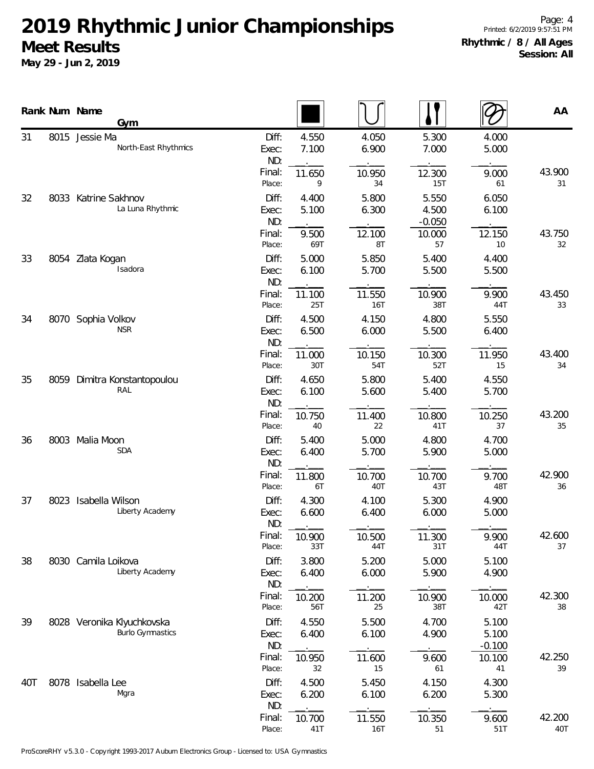# 2019 Rhythmic Junior Championships

## Meet Results

**May 29 - Jun 2, 2019**

**Rhythmic / 8 / All Ages**
**Session: All**

| Rank | Num | Name / Gym | | Rope | Hoop | Clubs | Ribbon | AA |
|---|---|---|---|---|---|---|---|---|
| 31 | 8015 | Jessie Ma / North-East Rhythmics | Diff: | 4.550 | 4.050 | 5.300 | 4.000 | |
| | | | Exec: | 7.100 | 6.900 | 7.000 | 5.000 | |
| | | | ND: | . | . | . | . | |
| | | | Final: | 11.650 | 10.950 | 12.300 | 9.000 | 43.900 |
| | | | Place: | 9 | 34 | 15T | 61 | 31 |
| 32 | 8033 | Katrine Sakhnov / La Luna Rhythmic | Diff: | 4.400 | 5.800 | 5.550 | 6.050 | |
| | | | Exec: | 5.100 | 6.300 | 4.500 | 6.100 | |
| | | | ND: | . | . | -0.050 | . | |
| | | | Final: | 9.500 | 12.100 | 10.000 | 12.150 | 43.750 |
| | | | Place: | 69T | 8T | 57 | 10 | 32 |
| 33 | 8054 | Zlata Kogan / Isadora | Diff: | 5.000 | 5.850 | 5.400 | 4.400 | |
| | | | Exec: | 6.100 | 5.700 | 5.500 | 5.500 | |
| | | | ND: | . | . | . | . | |
| | | | Final: | 11.100 | 11.550 | 10.900 | 9.900 | 43.450 |
| | | | Place: | 25T | 16T | 38T | 44T | 33 |
| 34 | 8070 | Sophia Volkov / NSR | Diff: | 4.500 | 4.150 | 4.800 | 5.550 | |
| | | | Exec: | 6.500 | 6.000 | 5.500 | 6.400 | |
| | | | ND: | . | . | . | . | |
| | | | Final: | 11.000 | 10.150 | 10.300 | 11.950 | 43.400 |
| | | | Place: | 30T | 54T | 52T | 15 | 34 |
| 35 | 8059 | Dimitra Konstantopoulou / RAL | Diff: | 4.650 | 5.800 | 5.400 | 4.550 | |
| | | | Exec: | 6.100 | 5.600 | 5.400 | 5.700 | |
| | | | ND: | . | . | . | . | |
| | | | Final: | 10.750 | 11.400 | 10.800 | 10.250 | 43.200 |
| | | | Place: | 40 | 22 | 41T | 37 | 35 |
| 36 | 8003 | Malia Moon / SDA | Diff: | 5.400 | 5.000 | 4.800 | 4.700 | |
| | | | Exec: | 6.400 | 5.700 | 5.900 | 5.000 | |
| | | | ND: | . | . | . | . | |
| | | | Final: | 11.800 | 10.700 | 10.700 | 9.700 | 42.900 |
| | | | Place: | 6T | 40T | 43T | 48T | 36 |
| 37 | 8023 | Isabella Wilson / Liberty Academy | Diff: | 4.300 | 4.100 | 5.300 | 4.900 | |
| | | | Exec: | 6.600 | 6.400 | 6.000 | 5.000 | |
| | | | ND: | . | . | . | . | |
| | | | Final: | 10.900 | 10.500 | 11.300 | 9.900 | 42.600 |
| | | | Place: | 33T | 44T | 31T | 44T | 37 |
| 38 | 8030 | Camila Loikova / Liberty Academy | Diff: | 3.800 | 5.200 | 5.000 | 5.100 | |
| | | | Exec: | 6.400 | 6.000 | 5.900 | 4.900 | |
| | | | ND: | . | . | . | . | |
| | | | Final: | 10.200 | 11.200 | 10.900 | 10.000 | 42.300 |
| | | | Place: | 56T | 25 | 38T | 42T | 38 |
| 39 | 8028 | Veronika Klyuchkovska / Burlo Gymnastics | Diff: | 4.550 | 5.500 | 4.700 | 5.100 | |
| | | | Exec: | 6.400 | 6.100 | 4.900 | 5.100 | |
| | | | ND: | . | . | . | -0.100 | |
| | | | Final: | 10.950 | 11.600 | 9.600 | 10.100 | 42.250 |
| | | | Place: | 32 | 15 | 61 | 41 | 39 |
| 40T | 8078 | Isabella Lee / Mgra | Diff: | 4.500 | 5.450 | 4.150 | 4.300 | |
| | | | Exec: | 6.200 | 6.100 | 6.200 | 5.300 | |
| | | | ND: | . | . | . | . | |
| | | | Final: | 10.700 | 11.550 | 10.350 | 9.600 | 42.200 |
| | | | Place: | 41T | 16T | 51 | 51T | 40T |

ProScoreRHY v5.3.0 - Copyright 1993-2017 Auburn Electronics Group - Licensed to: USA Gymnastics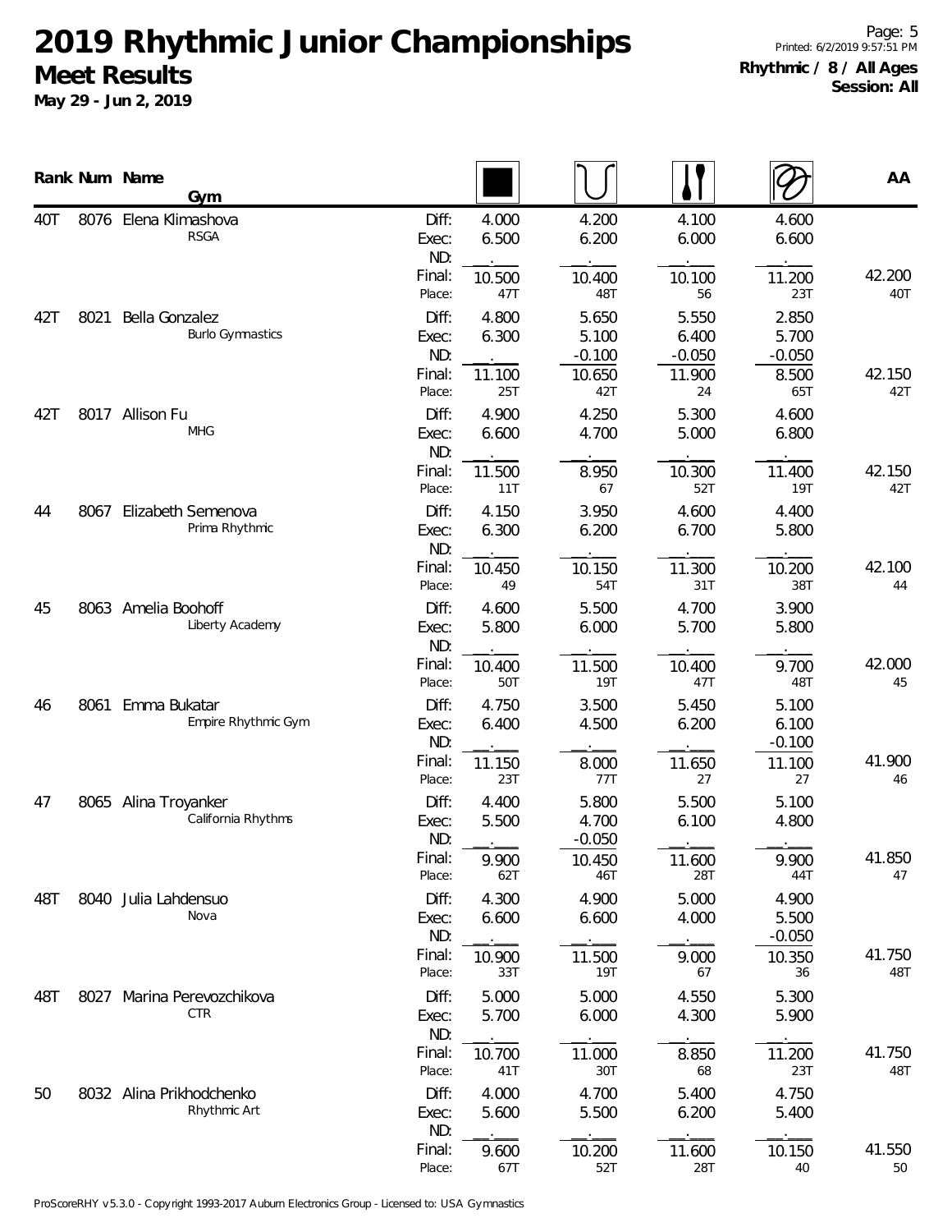# 2019 Rhythmic Junior Championships

## Meet Results

**May 29 - Jun 2, 2019**

**Rhythmic / 8 / All Ages**
**Session: All**

| Rank | Num | Name / Gym | | Rope | Hoop | Clubs | Ribbon | AA |
|---|---|---|---|---|---|---|---|---|
| 40T | 8076 | Elena Klimashova<br>RSGA | Diff: | 4.000 | 4.200 | 4.100 | 4.600 | |
| | | | Exec: | 6.500 | 6.200 | 6.000 | 6.600 | |
| | | | ND: | | | | | |
| | | | Final: | 10.500 | 10.400 | 10.100 | 11.200 | 42.200 |
| | | | Place: | 47T | 48T | 56 | 23T | 40T |
| 42T | 8021 | Bella Gonzalez<br>Burlo Gymnastics | Diff: | 4.800 | 5.650 | 5.550 | 2.850 | |
| | | | Exec: | 6.300 | 5.100 | 6.400 | 5.700 | |
| | | | ND: | | -0.100 | -0.050 | -0.050 | |
| | | | Final: | 11.100 | 10.650 | 11.900 | 8.500 | 42.150 |
| | | | Place: | 25T | 42T | 24 | 65T | 42T |
| 42T | 8017 | Allison Fu<br>MHG | Diff: | 4.900 | 4.250 | 5.300 | 4.600 | |
| | | | Exec: | 6.600 | 4.700 | 5.000 | 6.800 | |
| | | | ND: | | | | | |
| | | | Final: | 11.500 | 8.950 | 10.300 | 11.400 | 42.150 |
| | | | Place: | 11T | 67 | 52T | 19T | 42T |
| 44 | 8067 | Elizabeth Semenova<br>Prima Rhythmic | Diff: | 4.150 | 3.950 | 4.600 | 4.400 | |
| | | | Exec: | 6.300 | 6.200 | 6.700 | 5.800 | |
| | | | ND: | | | | | |
| | | | Final: | 10.450 | 10.150 | 11.300 | 10.200 | 42.100 |
| | | | Place: | 49 | 54T | 31T | 38T | 44 |
| 45 | 8063 | Amelia Boohoff<br>Liberty Academy | Diff: | 4.600 | 5.500 | 4.700 | 3.900 | |
| | | | Exec: | 5.800 | 6.000 | 5.700 | 5.800 | |
| | | | ND: | | | | | |
| | | | Final: | 10.400 | 11.500 | 10.400 | 9.700 | 42.000 |
| | | | Place: | 50T | 19T | 47T | 48T | 45 |
| 46 | 8061 | Emma Bukatar<br>Empire Rhythmic Gym | Diff: | 4.750 | 3.500 | 5.450 | 5.100 | |
| | | | Exec: | 6.400 | 4.500 | 6.200 | 6.100 | |
| | | | ND: | | | | -0.100 | |
| | | | Final: | 11.150 | 8.000 | 11.650 | 11.100 | 41.900 |
| | | | Place: | 23T | 77T | 27 | 27 | 46 |
| 47 | 8065 | Alina Troyanker<br>California Rhythms | Diff: | 4.400 | 5.800 | 5.500 | 5.100 | |
| | | | Exec: | 5.500 | 4.700 | 6.100 | 4.800 | |
| | | | ND: | | -0.050 | | | |
| | | | Final: | 9.900 | 10.450 | 11.600 | 9.900 | 41.850 |
| | | | Place: | 62T | 46T | 28T | 44T | 47 |
| 48T | 8040 | Julia Lahdensuo<br>Nova | Diff: | 4.300 | 4.900 | 5.000 | 4.900 | |
| | | | Exec: | 6.600 | 6.600 | 4.000 | 5.500 | |
| | | | ND: | | | | -0.050 | |
| | | | Final: | 10.900 | 11.500 | 9.000 | 10.350 | 41.750 |
| | | | Place: | 33T | 19T | 67 | 36 | 48T |
| 48T | 8027 | Marina Perevozchikova<br>CTR | Diff: | 5.000 | 5.000 | 4.550 | 5.300 | |
| | | | Exec: | 5.700 | 6.000 | 4.300 | 5.900 | |
| | | | ND: | | | | | |
| | | | Final: | 10.700 | 11.000 | 8.850 | 11.200 | 41.750 |
| | | | Place: | 41T | 30T | 68 | 23T | 48T |
| 50 | 8032 | Alina Prikhodchenko<br>Rhythmic Art | Diff: | 4.000 | 4.700 | 5.400 | 4.750 | |
| | | | Exec: | 5.600 | 5.500 | 6.200 | 5.400 | |
| | | | ND: | | | | | |
| | | | Final: | 9.600 | 10.200 | 11.600 | 10.150 | 41.550 |
| | | | Place: | 67T | 52T | 28T | 40 | 50 |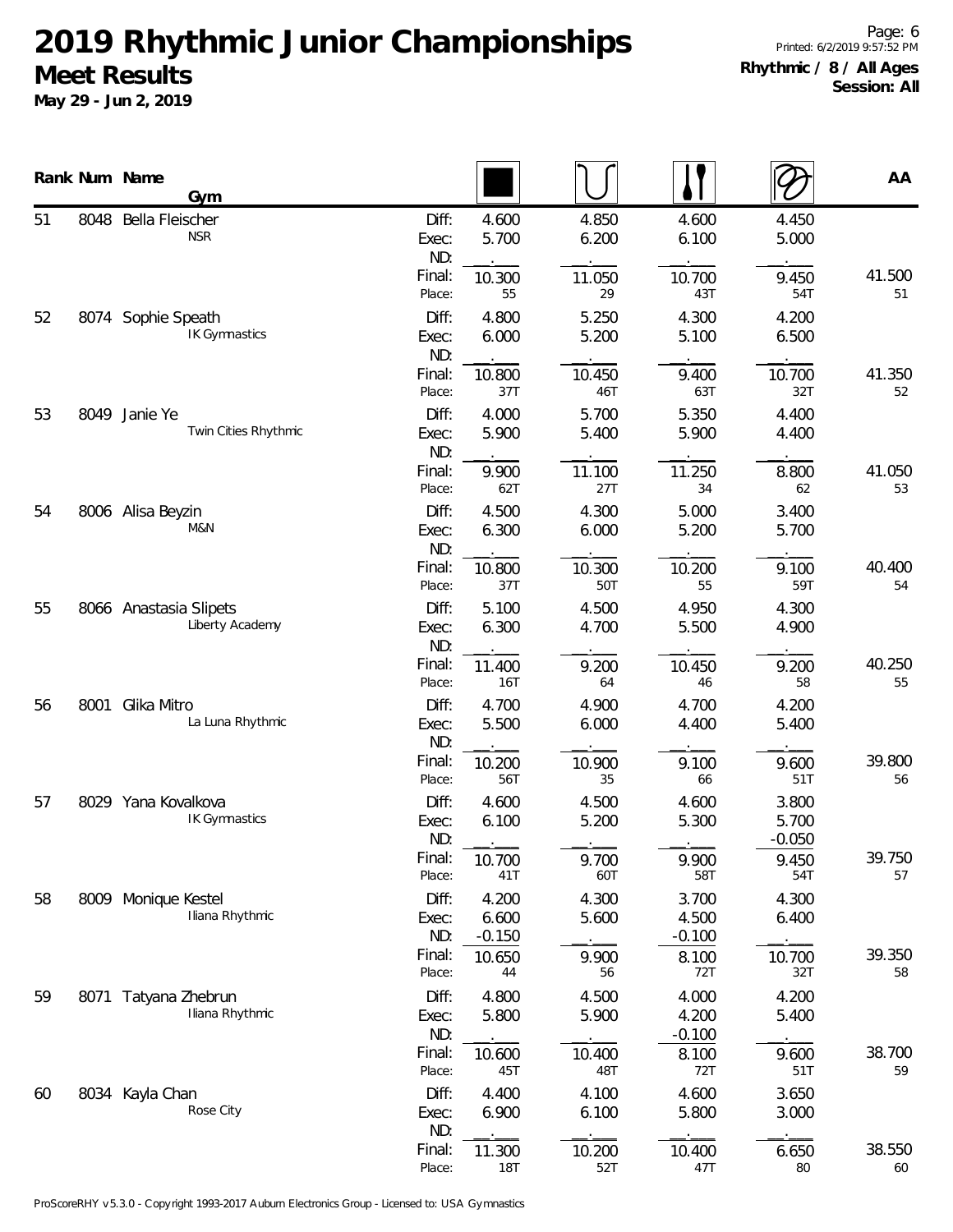# 2019 Rhythmic Junior Championships

## Meet Results

**May 29 - Jun 2, 2019**

**Rhythmic / 8 / All Ages**
**Session: All**

| Rank | Num | Name / Gym | | Ball | Hoop | Clubs | Ribbon | AA |
|---|---|---|---|---|---|---|---|---|
| 51 | 8048 | Bella Fleischer<br>NSR | Diff: | 4.600 | 4.850 | 4.600 | 4.450 | |
| | | | Exec: | 5.700 | 6.200 | 6.100 | 5.000 | |
| | | | ND: | | | | | |
| | | | Final: | 10.300 | 11.050 | 10.700 | 9.450 | 41.500 |
| | | | Place: | 55 | 29 | 43T | 54T | 51 |
| 52 | 8074 | Sophie Speath<br>IK Gymnastics | Diff: | 4.800 | 5.250 | 4.300 | 4.200 | |
| | | | Exec: | 6.000 | 5.200 | 5.100 | 6.500 | |
| | | | ND: | | | | | |
| | | | Final: | 10.800 | 10.450 | 9.400 | 10.700 | 41.350 |
| | | | Place: | 37T | 46T | 63T | 32T | 52 |
| 53 | 8049 | Janie Ye<br>Twin Cities Rhythmic | Diff: | 4.000 | 5.700 | 5.350 | 4.400 | |
| | | | Exec: | 5.900 | 5.400 | 5.900 | 4.400 | |
| | | | ND: | | | | | |
| | | | Final: | 9.900 | 11.100 | 11.250 | 8.800 | 41.050 |
| | | | Place: | 62T | 27T | 34 | 62 | 53 |
| 54 | 8006 | Alisa Beyzin<br>M&N | Diff: | 4.500 | 4.300 | 5.000 | 3.400 | |
| | | | Exec: | 6.300 | 6.000 | 5.200 | 5.700 | |
| | | | ND: | | | | | |
| | | | Final: | 10.800 | 10.300 | 10.200 | 9.100 | 40.400 |
| | | | Place: | 37T | 50T | 55 | 59T | 54 |
| 55 | 8066 | Anastasia Slipets<br>Liberty Academy | Diff: | 5.100 | 4.500 | 4.950 | 4.300 | |
| | | | Exec: | 6.300 | 4.700 | 5.500 | 4.900 | |
| | | | ND: | | | | | |
| | | | Final: | 11.400 | 9.200 | 10.450 | 9.200 | 40.250 |
| | | | Place: | 16T | 64 | 46 | 58 | 55 |
| 56 | 8001 | Glika Mitro<br>La Luna Rhythmic | Diff: | 4.700 | 4.900 | 4.700 | 4.200 | |
| | | | Exec: | 5.500 | 6.000 | 4.400 | 5.400 | |
| | | | ND: | | | | | |
| | | | Final: | 10.200 | 10.900 | 9.100 | 9.600 | 39.800 |
| | | | Place: | 56T | 35 | 66 | 51T | 56 |
| 57 | 8029 | Yana Kovalkova<br>IK Gymnastics | Diff: | 4.600 | 4.500 | 4.600 | 3.800 | |
| | | | Exec: | 6.100 | 5.200 | 5.300 | 5.700 | |
| | | | ND: | | | | -0.050 | |
| | | | Final: | 10.700 | 9.700 | 9.900 | 9.450 | 39.750 |
| | | | Place: | 41T | 60T | 58T | 54T | 57 |
| 58 | 8009 | Monique Kestel<br>Iliana Rhythmic | Diff: | 4.200 | 4.300 | 3.700 | 4.300 | |
| | | | Exec: | 6.600 | 5.600 | 4.500 | 6.400 | |
| | | | ND: | -0.150 | | -0.100 | | |
| | | | Final: | 10.650 | 9.900 | 8.100 | 10.700 | 39.350 |
| | | | Place: | 44 | 56 | 72T | 32T | 58 |
| 59 | 8071 | Tatyana Zhebrun<br>Iliana Rhythmic | Diff: | 4.800 | 4.500 | 4.000 | 4.200 | |
| | | | Exec: | 5.800 | 5.900 | 4.200 | 5.400 | |
| | | | ND: | | | -0.100 | | |
| | | | Final: | 10.600 | 10.400 | 8.100 | 9.600 | 38.700 |
| | | | Place: | 45T | 48T | 72T | 51T | 59 |
| 60 | 8034 | Kayla Chan<br>Rose City | Diff: | 4.400 | 4.100 | 4.600 | 3.650 | |
| | | | Exec: | 6.900 | 6.100 | 5.800 | 3.000 | |
| | | | ND: | | | | | |
| | | | Final: | 11.300 | 10.200 | 10.400 | 6.650 | 38.550 |
| | | | Place: | 18T | 52T | 47T | 80 | 60 |

ProScoreRHY v5.3.0 - Copyright 1993-2017 Auburn Electronics Group - Licensed to: USA Gymnastics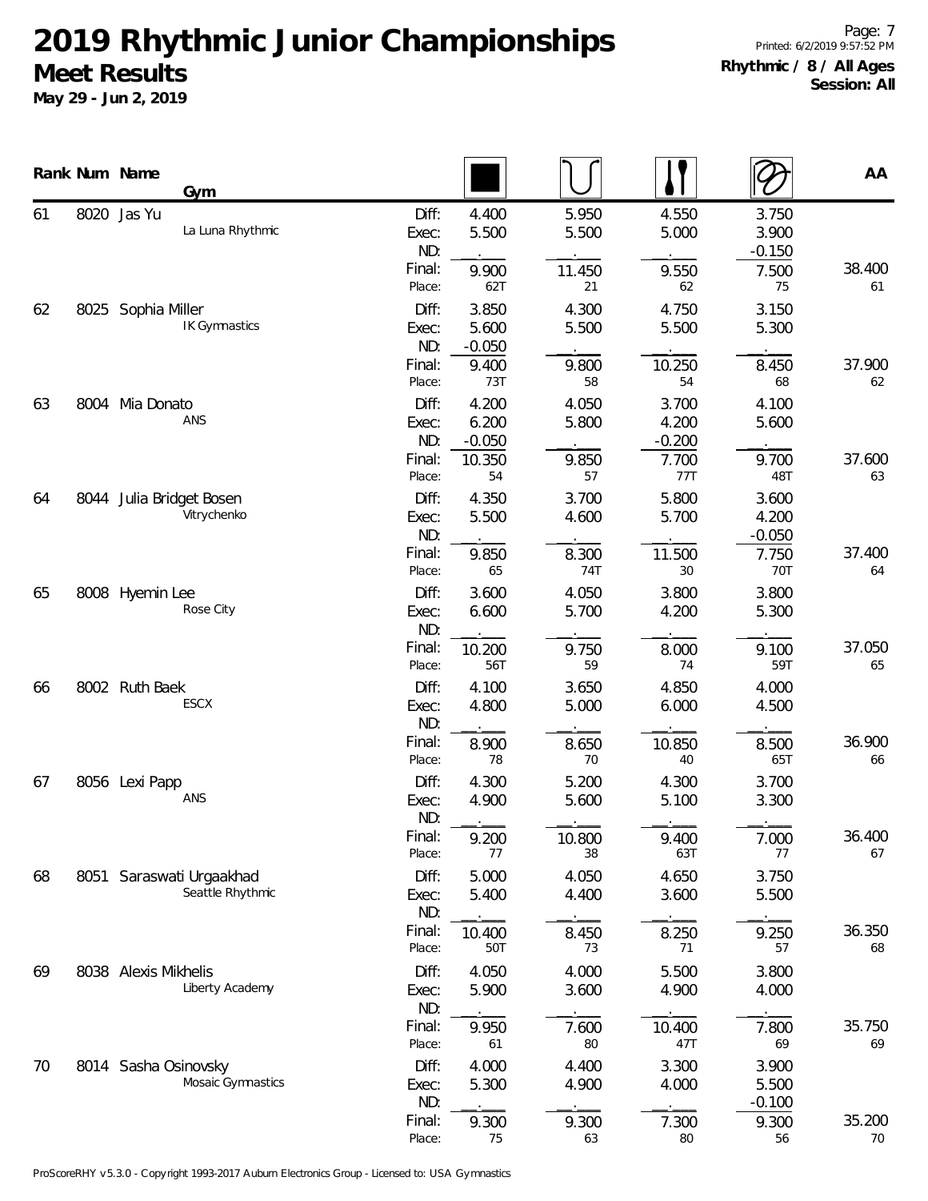# 2019 Rhythmic Junior Championships

## Meet Results

**May 29 - Jun 2, 2019**

**Rhythmic / 8 / All Ages**
**Session: All**

| Rank | Num | Name | Gym | | Rope | Hoop | Clubs | Ribbon | AA |
|---|---|---|---|---|---|---|---|---|---|
| 61 | 8020 | Jas Yu | La Luna Rhythmic | Diff: | 4.400 | 5.950 | 4.550 | 3.750 | |
| | | | | Exec: | 5.500 | 5.500 | 5.000 | 3.900 | |
| | | | | ND: | . | . | . | -0.150 | |
| | | | | Final: | 9.900 | 11.450 | 9.550 | 7.500 | 38.400 |
| | | | | Place: | 62T | 21 | 62 | 75 | 61 |
| 62 | 8025 | Sophia Miller | IK Gymnastics | Diff: | 3.850 | 4.300 | 4.750 | 3.150 | |
| | | | | Exec: | 5.600 | 5.500 | 5.500 | 5.300 | |
| | | | | ND: | -0.050 | . | . | . | |
| | | | | Final: | 9.400 | 9.800 | 10.250 | 8.450 | 37.900 |
| | | | | Place: | 73T | 58 | 54 | 68 | 62 |
| 63 | 8004 | Mia Donato | ANS | Diff: | 4.200 | 4.050 | 3.700 | 4.100 | |
| | | | | Exec: | 6.200 | 5.800 | 4.200 | 5.600 | |
| | | | | ND: | -0.050 | . | -0.200 | . | |
| | | | | Final: | 10.350 | 9.850 | 7.700 | 9.700 | 37.600 |
| | | | | Place: | 54 | 57 | 77T | 48T | 63 |
| 64 | 8044 | Julia Bridget Bosen | Vitrychenko | Diff: | 4.350 | 3.700 | 5.800 | 3.600 | |
| | | | | Exec: | 5.500 | 4.600 | 5.700 | 4.200 | |
| | | | | ND: | . | . | . | -0.050 | |
| | | | | Final: | 9.850 | 8.300 | 11.500 | 7.750 | 37.400 |
| | | | | Place: | 65 | 74T | 30 | 70T | 64 |
| 65 | 8008 | Hyemin Lee | Rose City | Diff: | 3.600 | 4.050 | 3.800 | 3.800 | |
| | | | | Exec: | 6.600 | 5.700 | 4.200 | 5.300 | |
| | | | | ND: | . | . | . | . | |
| | | | | Final: | 10.200 | 9.750 | 8.000 | 9.100 | 37.050 |
| | | | | Place: | 56T | 59 | 74 | 59T | 65 |
| 66 | 8002 | Ruth Baek | ESCX | Diff: | 4.100 | 3.650 | 4.850 | 4.000 | |
| | | | | Exec: | 4.800 | 5.000 | 6.000 | 4.500 | |
| | | | | ND: | . | . | . | . | |
| | | | | Final: | 8.900 | 8.650 | 10.850 | 8.500 | 36.900 |
| | | | | Place: | 78 | 70 | 40 | 65T | 66 |
| 67 | 8056 | Lexi Papp | ANS | Diff: | 4.300 | 5.200 | 4.300 | 3.700 | |
| | | | | Exec: | 4.900 | 5.600 | 5.100 | 3.300 | |
| | | | | ND: | . | . | . | . | |
| | | | | Final: | 9.200 | 10.800 | 9.400 | 7.000 | 36.400 |
| | | | | Place: | 77 | 38 | 63T | 77 | 67 |
| 68 | 8051 | Saraswati Urgaakhad | Seattle Rhythmic | Diff: | 5.000 | 4.050 | 4.650 | 3.750 | |
| | | | | Exec: | 5.400 | 4.400 | 3.600 | 5.500 | |
| | | | | ND: | . | . | . | . | |
| | | | | Final: | 10.400 | 8.450 | 8.250 | 9.250 | 36.350 |
| | | | | Place: | 50T | 73 | 71 | 57 | 68 |
| 69 | 8038 | Alexis Mikhelis | Liberty Academy | Diff: | 4.050 | 4.000 | 5.500 | 3.800 | |
| | | | | Exec: | 5.900 | 3.600 | 4.900 | 4.000 | |
| | | | | ND: | . | . | . | . | |
| | | | | Final: | 9.950 | 7.600 | 10.400 | 7.800 | 35.750 |
| | | | | Place: | 61 | 80 | 47T | 69 | 69 |
| 70 | 8014 | Sasha Osinovsky | Mosaic Gymnastics | Diff: | 4.000 | 4.400 | 3.300 | 3.900 | |
| | | | | Exec: | 5.300 | 4.900 | 4.000 | 5.500 | |
| | | | | ND: | . | . | . | -0.100 | |
| | | | | Final: | 9.300 | 9.300 | 7.300 | 9.300 | 35.200 |
| | | | | Place: | 75 | 63 | 80 | 56 | 70 |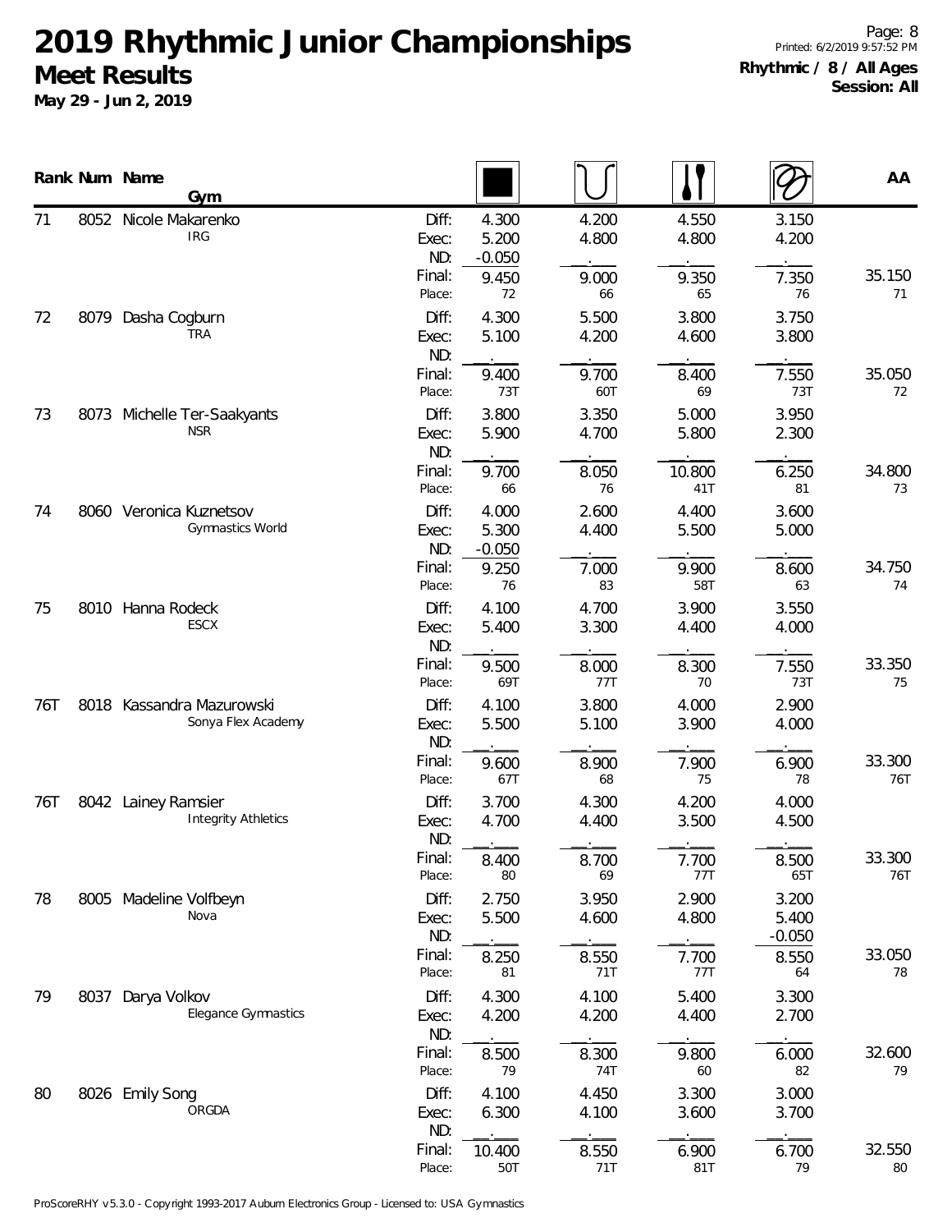# 2019 Rhythmic Junior Championships

## Meet Results

**May 29 - Jun 2, 2019**

**Rhythmic / 8 / All Ages**
**Session: All**

| Rank | Num | Name / Gym | | Rope | Hoop | Clubs | Ribbon | AA |
|---|---|---|---|---|---|---|---|---|
| 71 | 8052 | Nicole Makarenko<br>IRG | Diff: | 4.300 | 4.200 | 4.550 | 3.150 | |
| | | | Exec: | 5.200 | 4.800 | 4.800 | 4.200 | |
| | | | ND: | -0.050 | | | | |
| | | | Final: | 9.450 | 9.000 | 9.350 | 7.350 | 35.150 |
| | | | Place: | 72 | 66 | 65 | 76 | 71 |
| 72 | 8079 | Dasha Cogburn<br>TRA | Diff: | 4.300 | 5.500 | 3.800 | 3.750 | |
| | | | Exec: | 5.100 | 4.200 | 4.600 | 3.800 | |
| | | | ND: | | | | | |
| | | | Final: | 9.400 | 9.700 | 8.400 | 7.550 | 35.050 |
| | | | Place: | 73T | 60T | 69 | 73T | 72 |
| 73 | 8073 | Michelle Ter-Saakyants<br>NSR | Diff: | 3.800 | 3.350 | 5.000 | 3.950 | |
| | | | Exec: | 5.900 | 4.700 | 5.800 | 2.300 | |
| | | | ND: | | | | | |
| | | | Final: | 9.700 | 8.050 | 10.800 | 6.250 | 34.800 |
| | | | Place: | 66 | 76 | 41T | 81 | 73 |
| 74 | 8060 | Veronica Kuznetsov<br>Gymnastics World | Diff: | 4.000 | 2.600 | 4.400 | 3.600 | |
| | | | Exec: | 5.300 | 4.400 | 5.500 | 5.000 | |
| | | | ND: | -0.050 | | | | |
| | | | Final: | 9.250 | 7.000 | 9.900 | 8.600 | 34.750 |
| | | | Place: | 76 | 83 | 58T | 63 | 74 |
| 75 | 8010 | Hanna Rodeck<br>ESCX | Diff: | 4.100 | 4.700 | 3.900 | 3.550 | |
| | | | Exec: | 5.400 | 3.300 | 4.400 | 4.000 | |
| | | | ND: | | | | | |
| | | | Final: | 9.500 | 8.000 | 8.300 | 7.550 | 33.350 |
| | | | Place: | 69T | 77T | 70 | 73T | 75 |
| 76T | 8018 | Kassandra Mazurowski<br>Sonya Flex Academy | Diff: | 4.100 | 3.800 | 4.000 | 2.900 | |
| | | | Exec: | 5.500 | 5.100 | 3.900 | 4.000 | |
| | | | ND: | | | | | |
| | | | Final: | 9.600 | 8.900 | 7.900 | 6.900 | 33.300 |
| | | | Place: | 67T | 68 | 75 | 78 | 76T |
| 76T | 8042 | Lainey Ramsier<br>Integrity Athletics | Diff: | 3.700 | 4.300 | 4.200 | 4.000 | |
| | | | Exec: | 4.700 | 4.400 | 3.500 | 4.500 | |
| | | | ND: | | | | | |
| | | | Final: | 8.400 | 8.700 | 7.700 | 8.500 | 33.300 |
| | | | Place: | 80 | 69 | 77T | 65T | 76T |
| 78 | 8005 | Madeline Volfbeyn<br>Nova | Diff: | 2.750 | 3.950 | 2.900 | 3.200 | |
| | | | Exec: | 5.500 | 4.600 | 4.800 | 5.400 | |
| | | | ND: | | | | -0.050 | |
| | | | Final: | 8.250 | 8.550 | 7.700 | 8.550 | 33.050 |
| | | | Place: | 81 | 71T | 77T | 64 | 78 |
| 79 | 8037 | Darya Volkov<br>Elegance Gymnastics | Diff: | 4.300 | 4.100 | 5.400 | 3.300 | |
| | | | Exec: | 4.200 | 4.200 | 4.400 | 2.700 | |
| | | | ND: | | | | | |
| | | | Final: | 8.500 | 8.300 | 9.800 | 6.000 | 32.600 |
| | | | Place: | 79 | 74T | 60 | 82 | 79 |
| 80 | 8026 | Emily Song<br>ORGDA | Diff: | 4.100 | 4.450 | 3.300 | 3.000 | |
| | | | Exec: | 6.300 | 4.100 | 3.600 | 3.700 | |
| | | | ND: | | | | | |
| | | | Final: | 10.400 | 8.550 | 6.900 | 6.700 | 32.550 |
| | | | Place: | 50T | 71T | 81T | 79 | 80 |

ProScoreRHY v5.3.0 - Copyright 1993-2017 Auburn Electronics Group - Licensed to: USA Gymnastics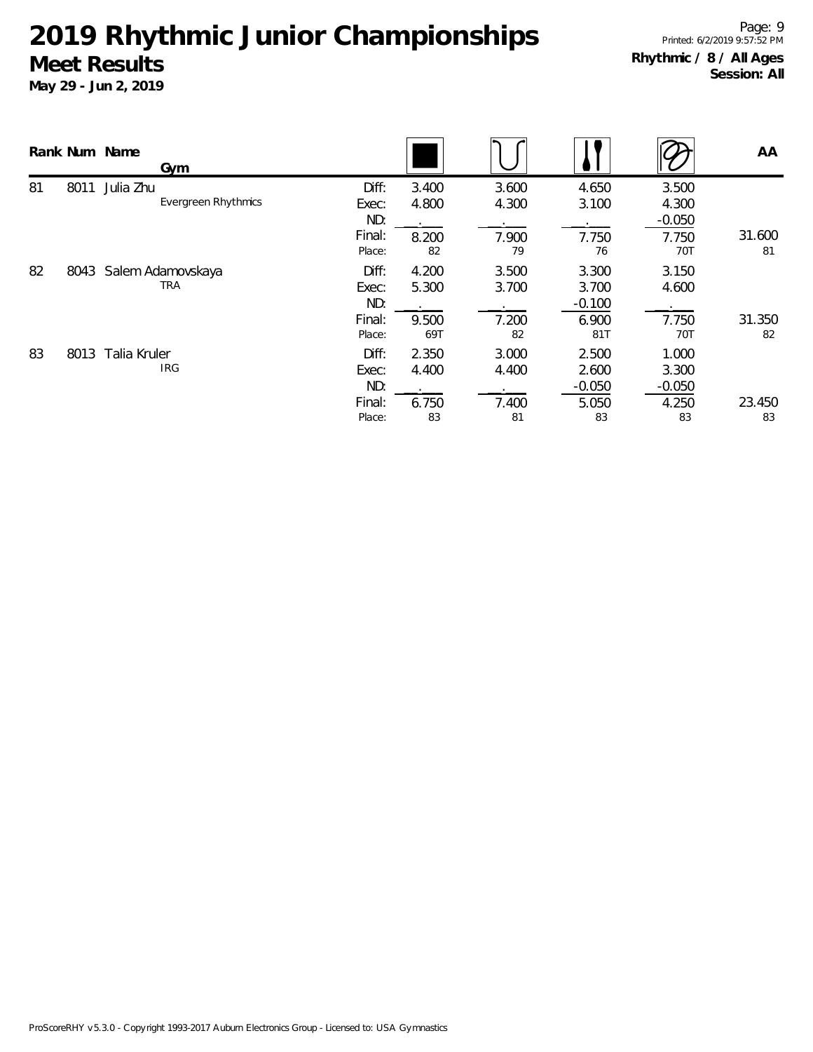# 2019 Rhythmic Junior Championships

## Meet Results

**May 29 - Jun 2, 2019**

Printed: 6/2/2019 9:57:52 PM

**Rhythmic / 8 / All Ages**
**Session: All**

| Rank | Num | Name / Gym | | Rope | Hoop | Clubs | Ribbon | AA |
|---|---|---|---|---|---|---|---|---|
| 81 | 8011 | Julia Zhu | Diff: | 3.400 | 3.600 | 4.650 | 3.500 | |
| | | Evergreen Rhythmics | Exec: | 4.800 | 4.300 | 3.100 | 4.300 | |
| | | | ND: | . | . | . | -0.050 | |
| | | | Final: | 8.200 | 7.900 | 7.750 | 7.750 | 31.600 |
| | | | Place: | 82 | 79 | 76 | 70T | 81 |
| 82 | 8043 | Salem Adamovskaya | Diff: | 4.200 | 3.500 | 3.300 | 3.150 | |
| | | TRA | Exec: | 5.300 | 3.700 | 3.700 | 4.600 | |
| | | | ND: | . | . | -0.100 | . | |
| | | | Final: | 9.500 | 7.200 | 6.900 | 7.750 | 31.350 |
| | | | Place: | 69T | 82 | 81T | 70T | 82 |
| 83 | 8013 | Talia Kruler | Diff: | 2.350 | 3.000 | 2.500 | 1.000 | |
| | | IRG | Exec: | 4.400 | 4.400 | 2.600 | 3.300 | |
| | | | ND: | . | . | -0.050 | -0.050 | |
| | | | Final: | 6.750 | 7.400 | 5.050 | 4.250 | 23.450 |
| | | | Place: | 83 | 81 | 83 | 83 | 83 |

ProScoreRHY v5.3.0 - Copyright 1993-2017 Auburn Electronics Group - Licensed to: USA Gymnastics